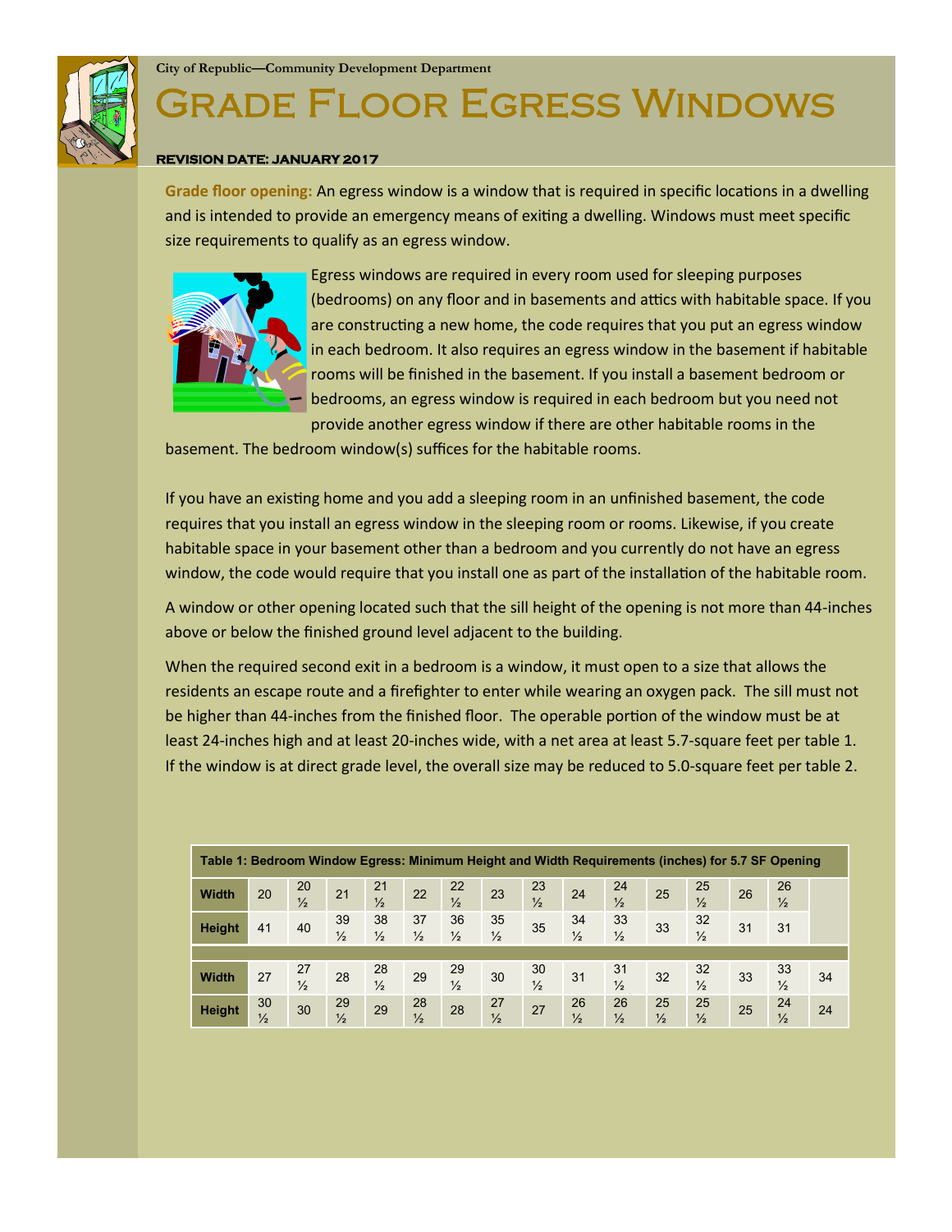City of Republic—Community Development Department

# Grade Floor Egress Windows

**REVISION DATE: JANUARY 2017**

**Grade floor opening:** An egress window is a window that is required in specific locations in a dwelling and is intended to provide an emergency means of exiting a dwelling. Windows must meet specific size requirements to qualify as an egress window.

Egress windows are required in every room used for sleeping purposes (bedrooms) on any floor and in basements and attics with habitable space. If you are constructing a new home, the code requires that you put an egress window in each bedroom. It also requires an egress window in the basement if habitable rooms will be finished in the basement. If you install a basement bedroom or bedrooms, an egress window is required in each bedroom but you need not provide another egress window if there are other habitable rooms in the basement. The bedroom window(s) suffices for the habitable rooms.

If you have an existing home and you add a sleeping room in an unfinished basement, the code requires that you install an egress window in the sleeping room or rooms. Likewise, if you create habitable space in your basement other than a bedroom and you currently do not have an egress window, the code would require that you install one as part of the installation of the habitable room.

A window or other opening located such that the sill height of the opening is not more than 44-inches above or below the finished ground level adjacent to the building.

When the required second exit in a bedroom is a window, it must open to a size that allows the residents an escape route and a firefighter to enter while wearing an oxygen pack. The sill must not be higher than 44-inches from the finished floor. The operable portion of the window must be at least 24-inches high and at least 20-inches wide, with a net area at least 5.7-square feet per table 1. If the window is at direct grade level, the overall size may be reduced to 5.0-square feet per table 2.

**Table 1: Bedroom Window Egress: Minimum Height and Width Requirements (inches) for 5.7 SF Opening**

| | | | | | | | | | | | | | | | |
|---|---|---|---|---|---|---|---|---|---|---|---|---|---|---|---|
| **Width** | 20 | 20 ½ | 21 | 21 ½ | 22 | 22 ½ | 23 | 23 ½ | 24 | 24 ½ | 25 | 25 ½ | 26 | 26 ½ | |
| **Height** | 41 | 40 | 39 ½ | 38 ½ | 37 ½ | 36 ½ | 35 ½ | 35 | 34 ½ | 33 ½ | 33 | 32 ½ | 31 | 31 | |
| **Width** | 27 | 27 ½ | 28 | 28 ½ | 29 | 29 ½ | 30 | 30 ½ | 31 | 31 ½ | 32 | 32 ½ | 33 | 33 ½ | 34 |
| **Height** | 30 ½ | 30 | 29 ½ | 29 | 28 ½ | 28 | 27 ½ | 27 | 26 ½ | 26 ½ | 25 ½ | 25 ½ | 25 | 24 ½ | 24 |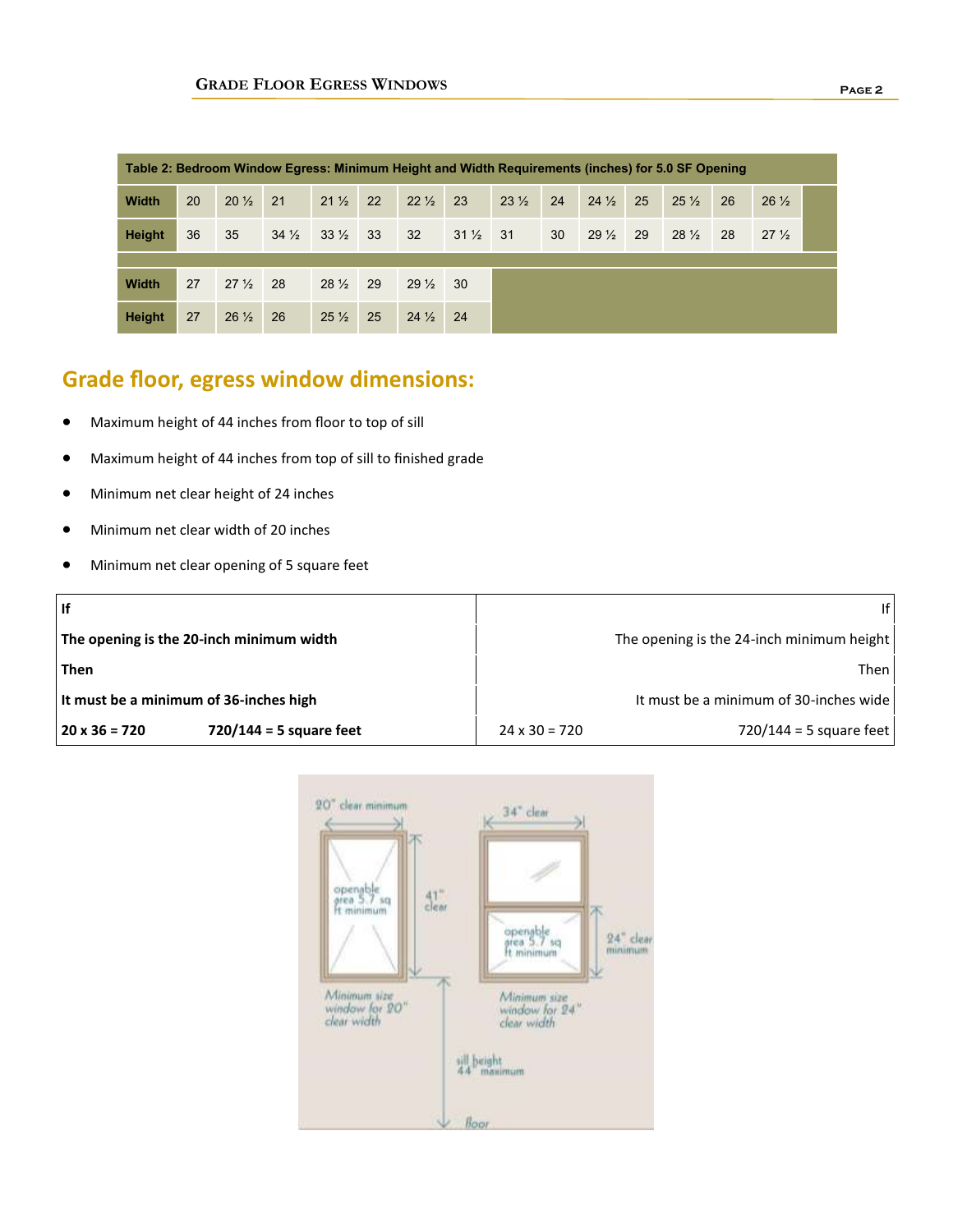| Table 2: Bedroom Window Egress: Minimum Height and Width Requirements (inches) for 5.0 SF Opening | | | | | | | | | | | | | | |
|---|---|---|---|---|---|---|---|---|---|---|---|---|---|---|
| **Width** | 20 | 20 ½ | 21 | 21 ½ | 22 | 22 ½ | 23 | 23 ½ | 24 | 24 ½ | 25 | 25 ½ | 26 | 26 ½ |
| **Height** | 36 | 35 | 34 ½ | 33 ½ | 33 | 32 | 31 ½ | 31 | 30 | 29 ½ | 29 | 28 ½ | 28 | 27 ½ |
| **Width** | 27 | 27 ½ | 28 | 28 ½ | 29 | 29 ½ | 30 | | | | | | | |
| **Height** | 27 | 26 ½ | 26 | 25 ½ | 25 | 24 ½ | 24 | | | | | | | |

## Grade floor, egress window dimensions:

- Maximum height of 44 inches from floor to top of sill
- Maximum height of 44 inches from top of sill to finished grade
- Minimum net clear height of 24 inches
- Minimum net clear width of 20 inches
- Minimum net clear opening of 5 square feet

| **If** | | | If |
|---|---|---|---|
| **The opening is the 20-inch minimum width** | | | The opening is the 24-inch minimum height |
| **Then** | | | Then |
| **It must be a minimum of 36-inches high** | | | It must be a minimum of 30-inches wide |
| **20 x 36 = 720** | **720/144 = 5 square feet** | 24 x 30 = 720 | 720/144 = 5 square feet |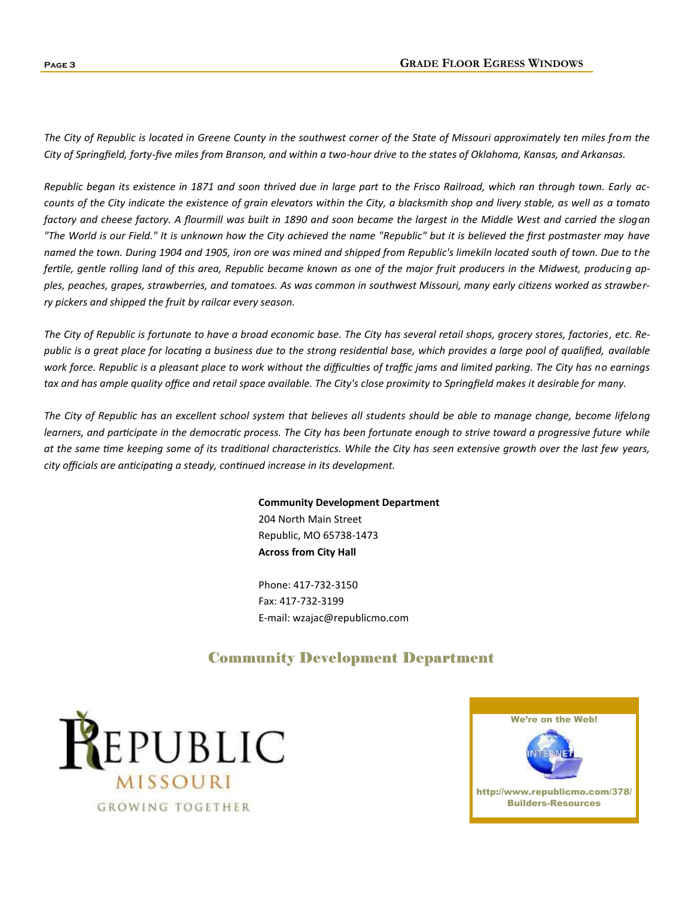*The City of Republic is located in Greene County in the southwest corner of the State of Missouri approximately ten miles from the City of Springfield, forty-five miles from Branson, and within a two-hour drive to the states of Oklahoma, Kansas, and Arkansas.*

*Republic began its existence in 1871 and soon thrived due in large part to the Frisco Railroad, which ran through town. Early accounts of the City indicate the existence of grain elevators within the City, a blacksmith shop and livery stable, as well as a tomato factory and cheese factory. A flourmill was built in 1890 and soon became the largest in the Middle West and carried the slogan "The World is our Field." It is unknown how the City achieved the name "Republic" but it is believed the first postmaster may have named the town. During 1904 and 1905, iron ore was mined and shipped from Republic's limekiln located south of town. Due to the fertile, gentle rolling land of this area, Republic became known as one of the major fruit producers in the Midwest, producing apples, peaches, grapes, strawberries, and tomatoes. As was common in southwest Missouri, many early citizens worked as strawberry pickers and shipped the fruit by railcar every season.*

*The City of Republic is fortunate to have a broad economic base. The City has several retail shops, grocery stores, factories, etc. Republic is a great place for locating a business due to the strong residential base, which provides a large pool of qualified, available work force. Republic is a pleasant place to work without the difficulties of traffic jams and limited parking. The City has no earnings tax and has ample quality office and retail space available. The City's close proximity to Springfield makes it desirable for many.*

*The City of Republic has an excellent school system that believes all students should be able to manage change, become lifelong learners, and participate in the democratic process. The City has been fortunate enough to strive toward a progressive future while at the same time keeping some of its traditional characteristics. While the City has seen extensive growth over the last few years, city officials are anticipating a steady, continued increase in its development.*

**Community Development Department**
204 North Main Street
Republic, MO 65738-1473
**Across from City Hall**

Phone: 417-732-3150
Fax: 417-732-3199
E-mail: wzajac@republicmo.com

## Community Development Department

REPUBLIC
MISSOURI
GROWING TOGETHER

We're on the Web!

http://www.republicmo.com/378/Builders-Resources